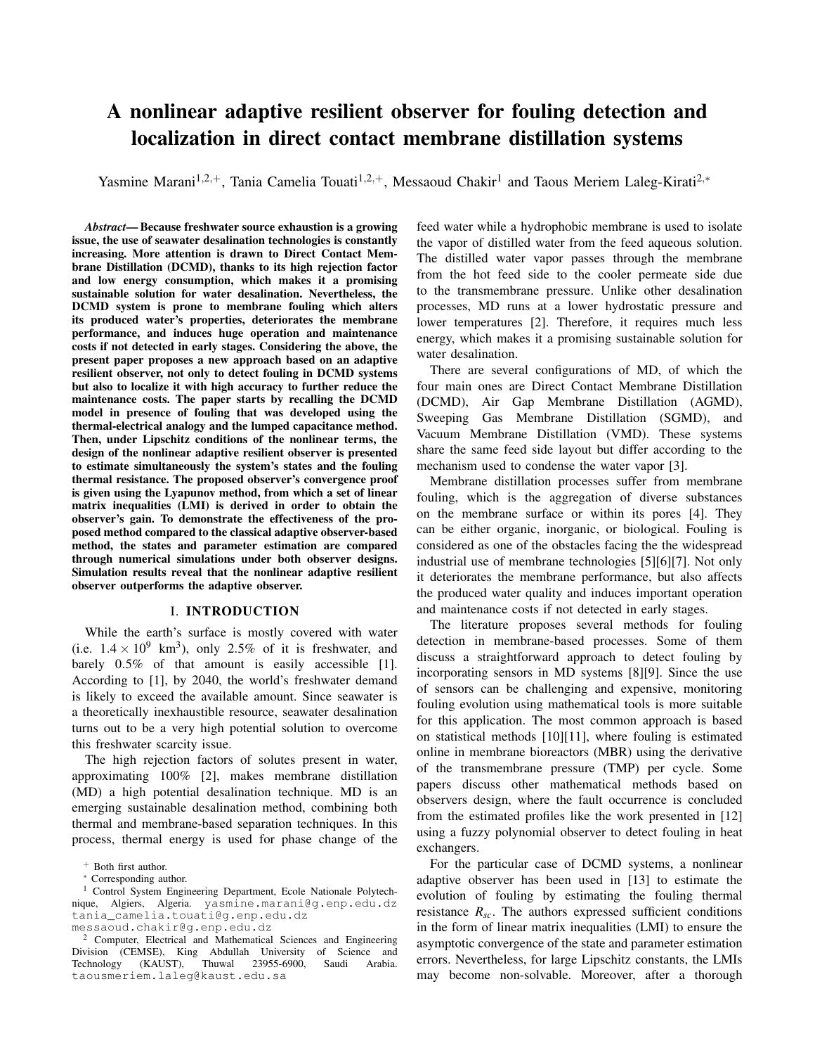# A nonlinear adaptive resilient observer for fouling detection and localization in direct contact membrane distillation systems

Yasmine Marani[1,2,+], Tania Camelia Touati[1,2,+], Messaoud Chakir[1] and Taous Meriem Laleg-Kirati[2,*]

***Abstract*— Because freshwater source exhaustion is a growing issue, the use of seawater desalination technologies is constantly increasing. More attention is drawn to Direct Contact Membrane Distillation (DCMD), thanks to its high rejection factor and low energy consumption, which makes it a promising sustainable solution for water desalination. Nevertheless, the DCMD system is prone to membrane fouling which alters its produced water's properties, deteriorates the membrane performance, and induces huge operation and maintenance costs if not detected in early stages. Considering the above, the present paper proposes a new approach based on an adaptive resilient observer, not only to detect fouling in DCMD systems but also to localize it with high accuracy to further reduce the maintenance costs. The paper starts by recalling the DCMD model in presence of fouling that was developed using the thermal-electrical analogy and the lumped capacitance method. Then, under Lipschitz conditions of the nonlinear terms, the design of the nonlinear adaptive resilient observer is presented to estimate simultaneously the system's states and the fouling thermal resistance. The proposed observer's convergence proof is given using the Lyapunov method, from which a set of linear matrix inequalities (LMI) is derived in order to obtain the observer's gain. To demonstrate the effectiveness of the proposed method compared to the classical adaptive observer-based method, the states and parameter estimation are compared through numerical simulations under both observer designs. Simulation results reveal that the nonlinear adaptive resilient observer outperforms the adaptive observer.**

## I. INTRODUCTION

While the earth's surface is mostly covered with water (i.e. $1.4 \times 10^9$ km$^3$), only 2.5% of it is freshwater, and barely 0.5% of that amount is easily accessible [1]. According to [1], by 2040, the world's freshwater demand is likely to exceed the available amount. Since seawater is a theoretically inexhaustible resource, seawater desalination turns out to be a very high potential solution to overcome this freshwater scarcity issue.

The high rejection factors of solutes present in water, approximating 100% [2], makes membrane distillation (MD) a high potential desalination technique. MD is an emerging sustainable desalination method, combining both thermal and membrane-based separation techniques. In this process, thermal energy is used for phase change of the feed water while a hydrophobic membrane is used to isolate the vapor of distilled water from the feed aqueous solution. The distilled water vapor passes through the membrane from the hot feed side to the cooler permeate side due to the transmembrane pressure. Unlike other desalination processes, MD runs at a lower hydrostatic pressure and lower temperatures [2]. Therefore, it requires much less energy, which makes it a promising sustainable solution for water desalination.

There are several configurations of MD, of which the four main ones are Direct Contact Membrane Distillation (DCMD), Air Gap Membrane Distillation (AGMD), Sweeping Gas Membrane Distillation (SGMD), and Vacuum Membrane Distillation (VMD). These systems share the same feed side layout but differ according to the mechanism used to condense the water vapor [3].

Membrane distillation processes suffer from membrane fouling, which is the aggregation of diverse substances on the membrane surface or within its pores [4]. They can be either organic, inorganic, or biological. Fouling is considered as one of the obstacles facing the the widespread industrial use of membrane technologies [5][6][7]. Not only it deteriorates the membrane performance, but also affects the produced water quality and induces important operation and maintenance costs if not detected in early stages.

The literature proposes several methods for fouling detection in membrane-based processes. Some of them discuss a straightforward approach to detect fouling by incorporating sensors in MD systems [8][9]. Since the use of sensors can be challenging and expensive, monitoring fouling evolution using mathematical tools is more suitable for this application. The most common approach is based on statistical methods [10][11], where fouling is estimated online in membrane bioreactors (MBR) using the derivative of the transmembrane pressure (TMP) per cycle. Some papers discuss other mathematical methods based on observers design, where the fault occurrence is concluded from the estimated profiles like the work presented in [12] using a fuzzy polynomial observer to detect fouling in heat exchangers.

For the particular case of DCMD systems, a nonlinear adaptive observer has been used in [13] to estimate the evolution of fouling by estimating the fouling thermal resistance $R_{sc}$. The authors expressed sufficient conditions in the form of linear matrix inequalities (LMI) to ensure the asymptotic convergence of the state and parameter estimation errors. Nevertheless, for large Lipschitz constants, the LMIs may become non-solvable. Moreover, after a thorough

[+] Both first author.

[*] Corresponding author.

[1] Control System Engineering Department, Ecole Nationale Polytechnique, Algiers, Algeria. yasmine.marani@g.enp.edu.dz tania_camelia.touati@g.enp.edu.dz messaoud.chakir@g.enp.edu.dz

[2] Computer, Electrical and Mathematical Sciences and Engineering Division (CEMSE), King Abdullah University of Science and Technology (KAUST), Thuwal 23955-6900, Saudi Arabia. taousmeriem.laleg@kaust.edu.sa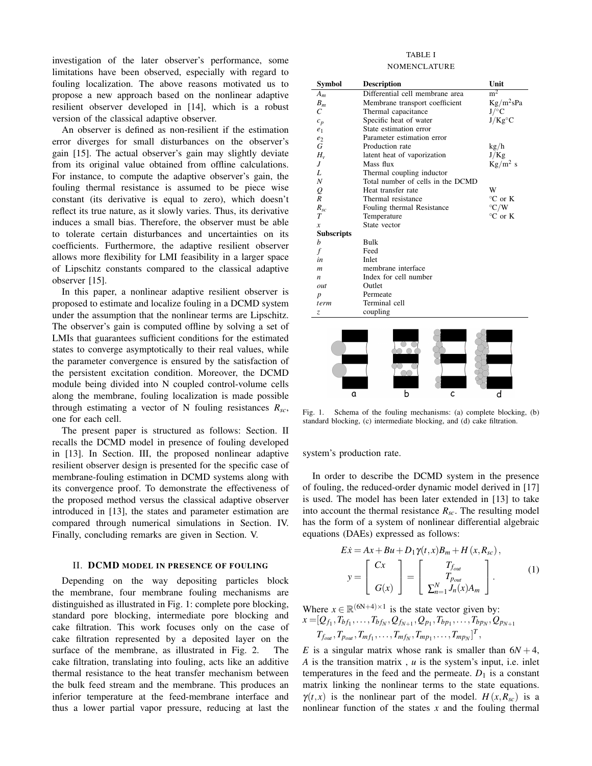investigation of the later observer's performance, some limitations have been observed, especially with regard to fouling localization. The above reasons motivated us to propose a new approach based on the nonlinear adaptive resilient observer developed in [14], which is a robust version of the classical adaptive observer.

An observer is defined as non-resilient if the estimation error diverges for small disturbances on the observer's gain [15]. The actual observer's gain may slightly deviate from its original value obtained from offline calculations. For instance, to compute the adaptive observer's gain, the fouling thermal resistance is assumed to be piece wise constant (its derivative is equal to zero), which doesn't reflect its true nature, as it slowly varies. Thus, its derivative induces a small bias. Therefore, the observer must be able to tolerate certain disturbances and uncertainties on its coefficients. Furthermore, the adaptive resilient observer allows more flexibility for LMI feasibility in a larger space of Lipschitz constants compared to the classical adaptive observer [15].

In this paper, a nonlinear adaptive resilient observer is proposed to estimate and localize fouling in a DCMD system under the assumption that the nonlinear terms are Lipschitz. The observer's gain is computed offline by solving a set of LMIs that guarantees sufficient conditions for the estimated states to converge asymptotically to their real values, while the parameter convergence is ensured by the satisfaction of the persistent excitation condition. Moreover, the DCMD module being divided into N coupled control-volume cells along the membrane, fouling localization is made possible through estimating a vector of N fouling resistances $R_{sc}$, one for each cell.

The present paper is structured as follows: Section. II recalls the DCMD model in presence of fouling developed in [13]. In Section. III, the proposed nonlinear adaptive resilient observer design is presented for the specific case of membrane-fouling estimation in DCMD systems along with its convergence proof. To demonstrate the effectiveness of the proposed method versus the classical adaptive observer introduced in [13], the states and parameter estimation are compared through numerical simulations in Section. IV. Finally, concluding remarks are given in Section. V.

## II. DCMD model in presence of fouling

Depending on the way depositing particles block the membrane, four membrane fouling mechanisms are distinguished as illustrated in Fig. 1: complete pore blocking, standard pore blocking, intermediate pore blocking and cake filtration. This work focuses only on the case of cake filtration represented by a deposited layer on the surface of the membrane, as illustrated in Fig. 2. The cake filtration, translating into fouling, acts like an additive thermal resistance to the heat transfer mechanism between the bulk feed stream and the membrane. This produces an inferior temperature at the feed-membrane interface and thus a lower partial vapor pressure, reducing at last the system's production rate.

TABLE I
NOMENCLATURE

| Symbol | Description | Unit |
|---|---|---|
| $A_m$ | Differential cell membrane area | $m^2$ |
| $B_m$ | Membrane transport coefficient | $Kg/m^2sPa$ |
| $C$ | Thermal capacitance | $J/^\circ C$ |
| $c_p$ | Specific heat of water | $J/Kg^\circ C$ |
| $e_1$ | State estimation error | |
| $e_2$ | Parameter estimation error | |
| $G$ | Production rate | kg/h |
| $H_v$ | latent heat of vaporization | J/Kg |
| $J$ | Mass flux | $Kg/m^2$ s |
| $L$ | Thermal coupling inductor | |
| $N$ | Total number of cells in the DCMD | |
| $Q$ | Heat transfer rate | W |
| $R$ | Thermal resistance | $^\circ C$ or K |
| $R_{sc}$ | Fouling thermal Resistance | $^\circ C/W$ |
| $T$ | Temperature | $^\circ C$ or K |
| $x$ | State vector | |
| **Subscripts** | | |
| $b$ | Bulk | |
| $f$ | Feed | |
| $in$ | Inlet | |
| $m$ | membrane interface | |
| $n$ | Index for cell number | |
| $out$ | Outlet | |
| $p$ | Permeate | |
| $term$ | Terminal cell | |
| $z$ | coupling | |

Fig. 1. Schema of the fouling mechanisms: (a) complete blocking, (b) standard blocking, (c) intermediate blocking, and (d) cake filtration.

In order to describe the DCMD system in the presence of fouling, the reduced-order dynamic model derived in [17] is used. The model has been later extended in [13] to take into account the thermal resistance $R_{sc}$. The resulting model has the form of a system of nonlinear differential algebraic equations (DAEs) expressed as follows:

$$
\begin{aligned}
E\dot{x} &= Ax + Bu + D_1\gamma(t,x)B_m + H(x, R_{sc}), \\
y &= \begin{bmatrix} Cx \\ \\ G(x) \end{bmatrix} = \begin{bmatrix} T_{f_{out}} \\ T_{p_{out}} \\ \sum_{n=1}^{N} J_n(x)A_m \end{bmatrix}.
\end{aligned}
\tag{1}
$$

Where $x \in \mathbb{R}^{(6N+4)\times 1}$ is the state vector given by:
$x = [Q_{f_1}, T_{bf_1}, \ldots, T_{bf_N}, Q_{f_{N+1}}, Q_{p_1}, T_{bp_1}, \ldots, T_{bp_N}, Q_{p_{N+1}}$
$T_{f_{out}}, T_{p_{out}}, T_{mf_1}, \ldots, T_{mf_N}, T_{mp_1}, \ldots, T_{mp_N}]^T$,

$E$ is a singular matrix whose rank is smaller than $6N+4$, $A$ is the transition matrix , $u$ is the system's input, i.e. inlet temperatures in the feed and the permeate. $D_1$ is a constant matrix linking the nonlinear terms to the state equations. $\gamma(t,x)$ is the nonlinear part of the model. $H(x, R_{sc})$ is a nonlinear function of the states $x$ and the fouling thermal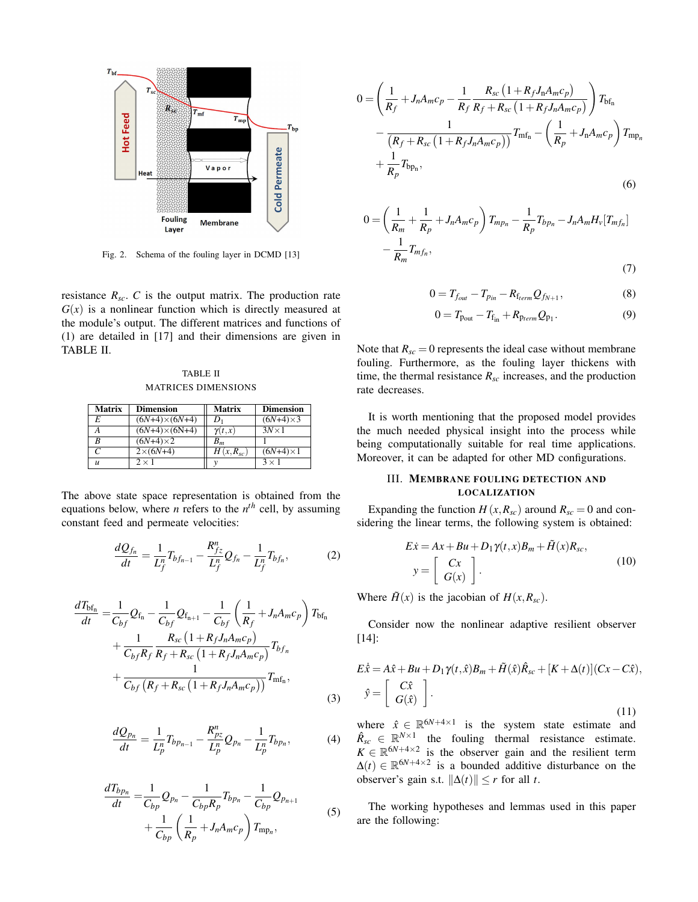Fig. 2. Schema of the fouling layer in DCMD [13]

resistance $R_{sc}$. $C$ is the output matrix. The production rate $G(x)$ is a nonlinear function which is directly measured at the module's output. The different matrices and functions of (1) are detailed in [17] and their dimensions are given in TABLE II.

TABLE II
MATRICES DIMENSIONS

| Matrix | Dimension | Matrix | Dimension |
|---|---|---|---|
| $E$ | $(6N+4)\times(6N+4)$ | $D_1$ | $(6N+4)\times 3$ |
| $A$ | $(6N+4)\times(6N+4)$ | $\gamma(t,x)$ | $3N\times 1$ |
| $B$ | $(6N+4)\times 2$ | $B_m$ | $1$ |
| $C$ | $2\times(6N+4)$ | $H(x,R_{sc})$ | $(6N+4)\times 1$ |
| $u$ | $2\times 1$ | $y$ | $3\times 1$ |

The above state space representation is obtained from the equations below, where $n$ refers to the $n^{th}$ cell, by assuming constant feed and permeate velocities:

$$\frac{dQ_{f_n}}{dt} = \frac{1}{L_f^n} T_{bf_{n-1}} - \frac{R_{fz}^n}{L_f^n} Q_{f_n} - \frac{1}{L_f^n} T_{bf_n}, \tag{2}$$

$$\begin{aligned}\frac{dT_{\mathrm{bf_n}}}{dt} =& \frac{1}{C_{bf}} Q_{\mathrm{f_n}} - \frac{1}{C_{bf}} Q_{\mathrm{f_{n+1}}} - \frac{1}{C_{bf}}\left(\frac{1}{R_f} + J_n A_m c_p\right) T_{\mathrm{bf_n}} \\ &+ \frac{1}{C_{bf} R_f} \frac{R_{sc}\left(1 + R_f J_n A_m c_p\right)}{R_f + R_{sc}\left(1 + R_f J_n A_m c_p\right)} T_{bf_n} \\ &+ \frac{1}{C_{bf}\left(R_f + R_{sc}\left(1 + R_f J_n A_m c_p\right)\right)} T_{\mathrm{mf_n}},\end{aligned} \tag{3}$$

$$\frac{dQ_{p_n}}{dt} = \frac{1}{L_p^n} T_{bp_{n-1}} - \frac{R_{pz}^n}{L_p^n} Q_{p_n} - \frac{1}{L_p^n} T_{bp_n}, \tag{4}$$

$$\begin{aligned}\frac{dT_{bp_n}}{dt} =& \frac{1}{C_{bp}} Q_{p_n} - \frac{1}{C_{bp} R_p} T_{bp_n} - \frac{1}{C_{bp}} Q_{p_{n+1}} \\ &+ \frac{1}{C_{bp}}\left(\frac{1}{R_p} + J_n A_m c_p\right) T_{\mathrm{mp_n}},\end{aligned} \tag{5}$$

$$\begin{aligned}0 =& \left(\frac{1}{R_f} + J_n A_m c_p - \frac{1}{R_f} \frac{R_{sc}\left(1 + R_f J_n A_m c_p\right)}{R_f + R_{sc}\left(1 + R_f J_n A_m c_p\right)}\right) T_{\mathrm{bf_n}} \\ &- \frac{1}{\left(R_f + R_{sc}\left(1 + R_f J_n A_m c_p\right)\right)} T_{\mathrm{mf_n}} - \left(\frac{1}{R_p} + J_n A_m c_p\right) T_{\mathrm{mp_n}} \\ &+ \frac{1}{R_p} T_{\mathrm{bp_n}},\end{aligned} \tag{6}$$

$$\begin{aligned}0 =& \left(\frac{1}{R_m} + \frac{1}{R_p} + J_n A_m c_p\right) T_{mp_n} - \frac{1}{R_p} T_{bp_n} - J_n A_m H_v[T_{mf_n}] \\ &- \frac{1}{R_m} T_{mf_n},\end{aligned} \tag{7}$$

$$0 = T_{f_{out}} - T_{p_{in}} - R_{f_{term}} Q_{f_{N+1}}, \tag{8}$$

$$0 = T_{\mathrm{p_{out}}} - T_{\mathrm{f_{in}}} + R_{\mathrm{p}_{term}} Q_{\mathrm{p_1}}. \tag{9}$$

Note that $R_{sc} = 0$ represents the ideal case without membrane fouling. Furthermore, as the fouling layer thickens with time, the thermal resistance $R_{sc}$ increases, and the production rate decreases.

It is worth mentioning that the proposed model provides the much needed physical insight into the process while being computationally suitable for real time applications. Moreover, it can be adapted for other MD configurations.

## III. Membrane Fouling Detection and Localization

Expanding the function $H(x, R_{sc})$ around $R_{sc} = 0$ and considering the linear terms, the following system is obtained:

$$\begin{aligned} E\dot{x} &= Ax + Bu + D_1\gamma(t,x)B_m + \tilde{H}(x)R_{sc}, \\ y &= \begin{bmatrix} Cx \\ G(x) \end{bmatrix}. \end{aligned} \tag{10}$$

Where $\tilde{H}(x)$ is the jacobian of $H(x, R_{sc})$.

Consider now the nonlinear adaptive resilient observer [14]:

$$\begin{aligned} E\dot{\hat{x}} &= A\hat{x} + Bu + D_1\gamma(t,\hat{x})B_m + \tilde{H}(\hat{x})\hat{R}_{sc} + [K + \Delta(t)](Cx - C\hat{x}), \\ \hat{y} &= \begin{bmatrix} C\hat{x} \\ G(\hat{x}) \end{bmatrix}. \end{aligned} \tag{11}$$

where $\hat{x} \in \mathbb{R}^{6N+4\times 1}$ is the system state estimate and $\hat{R}_{sc} \in \mathbb{R}^{N\times 1}$ the fouling thermal resistance estimate. $K \in \mathbb{R}^{6N+4\times 2}$ is the observer gain and the resilient term $\Delta(t) \in \mathbb{R}^{6N+4\times 2}$ is a bounded additive disturbance on the observer's gain s.t. $\|\Delta(t)\| \leq r$ for all $t$.

The working hypotheses and lemmas used in this paper are the following: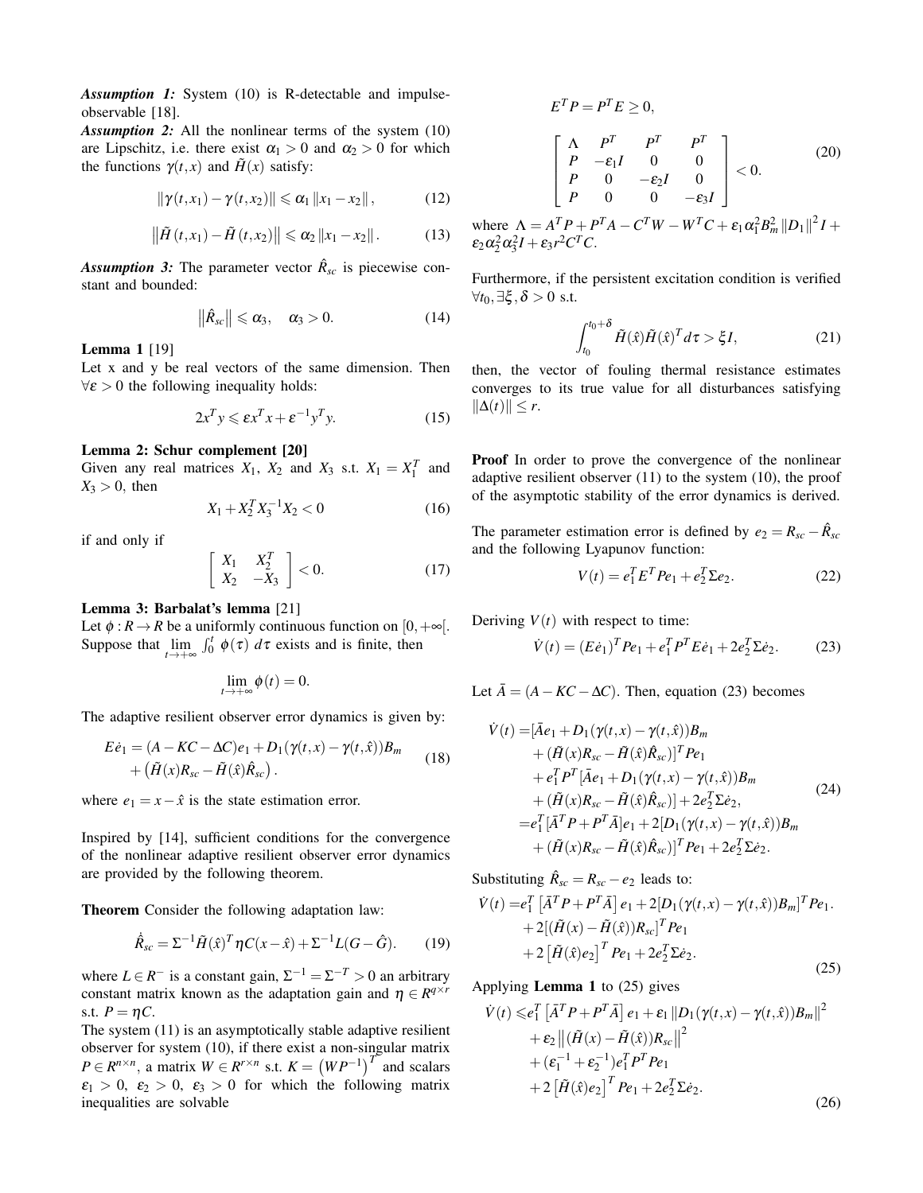***Assumption 1:*** System (10) is R-detectable and impulse-observable [18].

***Assumption 2:*** All the nonlinear terms of the system (10) are Lipschitz, i.e. there exist $\alpha_1 > 0$ and $\alpha_2 > 0$ for which the functions $\gamma(t,x)$ and $\tilde{H}(x)$ satisfy:

$$\|\gamma(t,x_1) - \gamma(t,x_2)\| \leqslant \alpha_1 \|x_1 - x_2\|, \tag{12}$$

$$\left\|\tilde{H}(t,x_1) - \tilde{H}(t,x_2)\right\| \leqslant \alpha_2 \|x_1 - x_2\|. \tag{13}$$

***Assumption 3:*** The parameter vector $\hat{R}_{sc}$ is piecewise constant and bounded:

$$\left\|\hat{R}_{sc}\right\| \leqslant \alpha_3, \quad \alpha_3 > 0. \tag{14}$$

**Lemma 1** [19]

Let x and y be real vectors of the same dimension. Then $\forall \varepsilon > 0$ the following inequality holds:

$$2x^T y \leqslant \varepsilon x^T x + \varepsilon^{-1} y^T y. \tag{15}$$

**Lemma 2: Schur complement [20]**

Given any real matrices $X_1$, $X_2$ and $X_3$ s.t. $X_1 = X_1^T$ and $X_3 > 0$, then

$$X_1 + X_2^T X_3^{-1} X_2 < 0 \tag{16}$$

if and only if

$$\begin{bmatrix} X_1 & X_2^T \\ X_2 & -X_3 \end{bmatrix} < 0. \tag{17}$$

**Lemma 3: Barbalat's lemma** [21]

Let $\phi : R \to R$ be a uniformly continuous function on $[0,+\infty[$. Suppose that $\lim_{t\to+\infty} \int_0^t \phi(\tau)\, d\tau$ exists and is finite, then

$$\lim_{t\to+\infty} \phi(t) = 0.$$

The adaptive resilient observer error dynamics is given by:

$$\begin{aligned} E\dot{e}_1 = &(A - KC - \Delta C)e_1 + D_1(\gamma(t,x) - \gamma(t,\hat{x}))B_m \\ &+ \left(\tilde{H}(x)R_{sc} - \tilde{H}(\hat{x})\hat{R}_{sc}\right). \end{aligned} \tag{18}$$

where $e_1 = x - \hat{x}$ is the state estimation error.

Inspired by [14], sufficient conditions for the convergence of the nonlinear adaptive resilient observer error dynamics are provided by the following theorem.

**Theorem** Consider the following adaptation law:

$$\dot{\hat{R}}_{sc} = \Sigma^{-1}\tilde{H}(\hat{x})^T \eta C(x - \hat{x}) + \Sigma^{-1} L(G - \hat{G}). \tag{19}$$

where $L \in R^-$ is a constant gain, $\Sigma^{-1} = \Sigma^{-T} > 0$ an arbitrary constant matrix known as the adaptation gain and $\eta \in R^{q\times r}$ s.t. $P = \eta C$.

The system (11) is an asymptotically stable adaptive resilient observer for system (10), if there exist a non-singular matrix $P \in R^{n\times n}$, a matrix $W \in R^{r\times n}$ s.t. $K = \left(WP^{-1}\right)^T$ and scalars $\varepsilon_1 > 0$, $\varepsilon_2 > 0$, $\varepsilon_3 > 0$ for which the following matrix inequalities are solvable

$$E^T P = P^T E \geq 0,$$

$$\begin{bmatrix} \Lambda & P^T & P^T & P^T \\ P & -\varepsilon_1 I & 0 & 0 \\ P & 0 & -\varepsilon_2 I & 0 \\ P & 0 & 0 & -\varepsilon_3 I \end{bmatrix} < 0. \tag{20}$$

where $\Lambda = A^T P + P^T A - C^T W - W^T C + \varepsilon_1 \alpha_1^2 B_m^2 \|D_1\|^2 I + \varepsilon_2 \alpha_2^2 \alpha_3^2 I + \varepsilon_3 r^2 C^T C$.

Furthermore, if the persistent excitation condition is verified $\forall t_0, \exists \xi, \delta > 0$ s.t.

$$\int_{t_0}^{t_0+\delta} \tilde{H}(\hat{x})\tilde{H}(\hat{x})^T d\tau > \xi I, \tag{21}$$

then, the vector of fouling thermal resistance estimates converges to its true value for all disturbances satisfying $\|\Delta(t)\| \leq r$.

**Proof** In order to prove the convergence of the nonlinear adaptive resilient observer (11) to the system (10), the proof of the asymptotic stability of the error dynamics is derived.

The parameter estimation error is defined by $e_2 = R_{sc} - \hat{R}_{sc}$ and the following Lyapunov function:

$$V(t) = e_1^T E^T P e_1 + e_2^T \Sigma e_2. \tag{22}$$

Deriving $V(t)$ with respect to time:

$$\dot{V}(t) = (E\dot{e}_1)^T P e_1 + e_1^T P^T E\dot{e}_1 + 2e_2^T \Sigma \dot{e}_2. \tag{23}$$

Let $\bar{A} = (A - KC - \Delta C)$. Then, equation (23) becomes

$$\begin{aligned} \dot{V}(t) = &[\bar{A}e_1 + D_1(\gamma(t,x) - \gamma(t,\hat{x}))B_m \\ &+ (\tilde{H}(x)R_{sc} - \tilde{H}(\hat{x})\hat{R}_{sc})]^T P e_1 \\ &+ e_1^T P^T [\bar{A}e_1 + D_1(\gamma(t,x) - \gamma(t,\hat{x}))B_m \\ &+ (\tilde{H}(x)R_{sc} - \tilde{H}(\hat{x})\hat{R}_{sc})] + 2e_2^T \Sigma \dot{e}_2, \\ = &e_1^T [\bar{A}^T P + P^T \bar{A}] e_1 + 2[D_1(\gamma(t,x) - \gamma(t,\hat{x}))B_m \\ &+ (\tilde{H}(x)R_{sc} - \tilde{H}(\hat{x})\hat{R}_{sc})]^T P e_1 + 2e_2^T \Sigma \dot{e}_2. \end{aligned} \tag{24}$$

Substituting $\hat{R}_{sc} = R_{sc} - e_2$ leads to:

$$\begin{aligned} \dot{V}(t) = &e_1^T \left[\bar{A}^T P + P^T \bar{A}\right] e_1 + 2[D_1(\gamma(t,x) - \gamma(t,\hat{x}))B_m]^T P e_1. \\ &+ 2[(\tilde{H}(x) - \tilde{H}(\hat{x}))R_{sc}]^T P e_1 \\ &+ 2\left[\tilde{H}(\hat{x})e_2\right]^T P e_1 + 2e_2^T \Sigma \dot{e}_2. \end{aligned} \tag{25}$$

Applying **Lemma 1** to (25) gives

$$\begin{aligned} \dot{V}(t) \leqslant &e_1^T \left[\bar{A}^T P + P^T \bar{A}\right] e_1 + \varepsilon_1 \|D_1(\gamma(t,x) - \gamma(t,\hat{x}))B_m\|^2 \\ &+ \varepsilon_2 \left\|(\tilde{H}(x) - \tilde{H}(\hat{x}))R_{sc}\right\|^2 \\ &+ (\varepsilon_1^{-1} + \varepsilon_2^{-1}) e_1^T P^T P e_1 \\ &+ 2\left[\tilde{H}(\hat{x})e_2\right]^T P e_1 + 2e_2^T \Sigma \dot{e}_2. \end{aligned} \tag{26}$$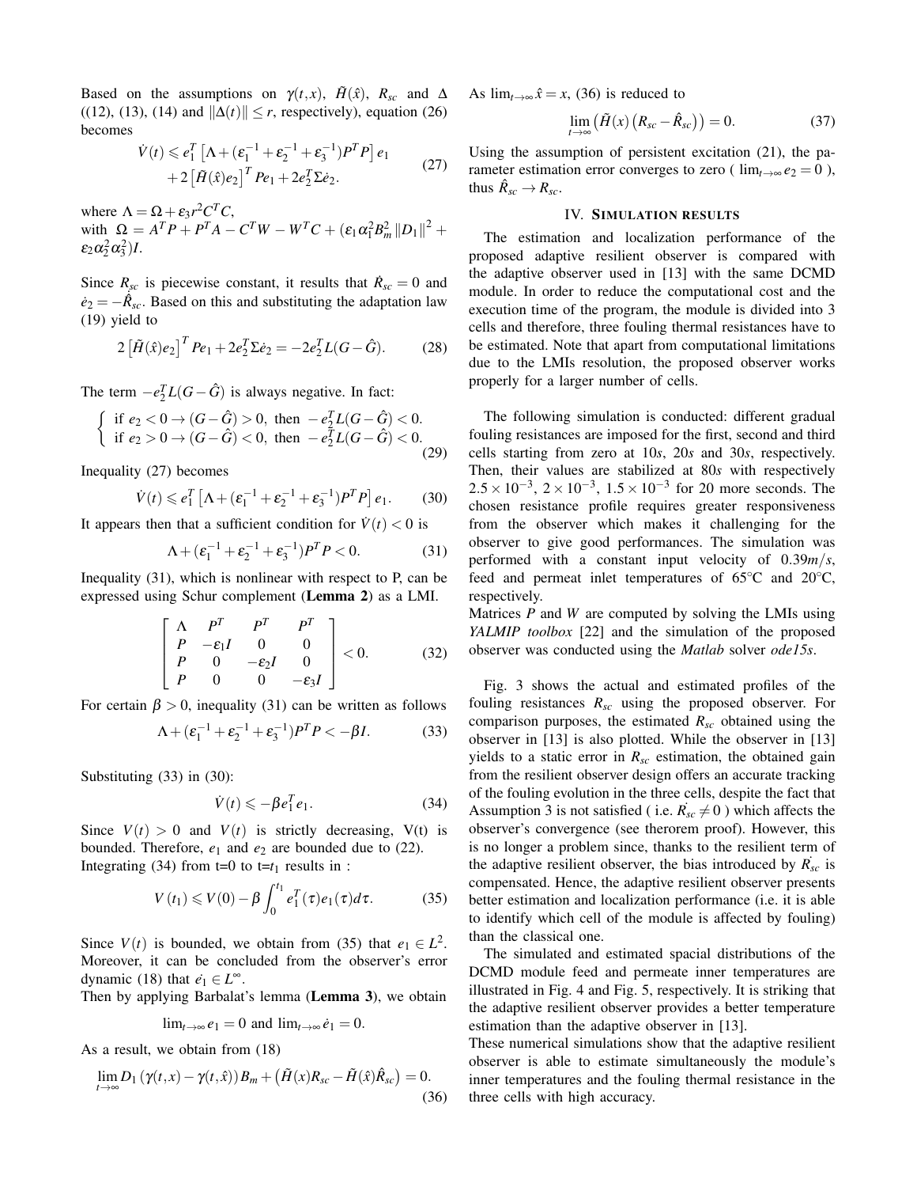Based on the assumptions on $\gamma(t,x)$, $\tilde{H}(\hat{x})$, $R_{sc}$ and $\Delta$ ((12), (13), (14) and $\|\Delta(t)\| \leq r$, respectively), equation (26) becomes

$$\dot{V}(t) \leqslant e_1^T \left[\Lambda + (\varepsilon_1^{-1} + \varepsilon_2^{-1} + \varepsilon_3^{-1}) P^T P\right] e_1 + 2\left[\tilde{H}(\hat{x}) e_2\right]^T P e_1 + 2 e_2^T \Sigma \dot{e}_2. \tag{27}$$

where $\Lambda = \Omega + \varepsilon_3 r^2 C^T C$,
with $\Omega = A^T P + P^T A - C^T W - W^T C + (\varepsilon_1 \alpha_1^2 B_m^2 \|D_1\|^2 + \varepsilon_2 \alpha_2^2 \alpha_3^2) I$.

Since $R_{sc}$ is piecewise constant, it results that $\dot{R}_{sc} = 0$ and $\dot{e}_2 = -\dot{\hat{R}}_{sc}$. Based on this and substituting the adaptation law (19) yield to

$$2\left[\tilde{H}(\hat{x}) e_2\right]^T P e_1 + 2 e_2^T \Sigma \dot{e}_2 = -2 e_2^T L (G - \hat{G}). \tag{28}$$

The term $-e_2^T L(G - \hat{G})$ is always negative. In fact:

$$\begin{cases} \text{if } e_2 < 0 \rightarrow (G - \hat{G}) > 0, \text{ then } -e_2^T L(G - \hat{G}) < 0. \\ \text{if } e_2 > 0 \rightarrow (G - \hat{G}) < 0, \text{ then } -e_2^T L(G - \hat{G}) < 0. \end{cases} \tag{29}$$

Inequality (27) becomes

$$\dot{V}(t) \leqslant e_1^T \left[\Lambda + (\varepsilon_1^{-1} + \varepsilon_2^{-1} + \varepsilon_3^{-1}) P^T P\right] e_1. \tag{30}$$

It appears then that a sufficient condition for $\dot{V}(t) < 0$ is

$$\Lambda + (\varepsilon_1^{-1} + \varepsilon_2^{-1} + \varepsilon_3^{-1}) P^T P < 0. \tag{31}$$

Inequality (31), which is nonlinear with respect to P, can be expressed using Schur complement (**Lemma 2**) as a LMI.

$$\begin{bmatrix} \Lambda & P^T & P^T & P^T \\ P & -\varepsilon_1 I & 0 & 0 \\ P & 0 & -\varepsilon_2 I & 0 \\ P & 0 & 0 & -\varepsilon_3 I \end{bmatrix} < 0. \tag{32}$$

For certain $\beta > 0$, inequality (31) can be written as follows

$$\Lambda + (\varepsilon_1^{-1} + \varepsilon_2^{-1} + \varepsilon_3^{-1}) P^T P < -\beta I. \tag{33}$$

Substituting (33) in (30):

$$\dot{V}(t) \leqslant -\beta e_1^T e_1. \tag{34}$$

Since $V(t) > 0$ and $V(t)$ is strictly decreasing, V(t) is bounded. Therefore, $e_1$ and $e_2$ are bounded due to (22).
Integrating (34) from t=0 to t=$t_1$ results in :

$$V(t_1) \leqslant V(0) - \beta \int_0^{t_1} e_1^T(\tau) e_1(\tau) d\tau. \tag{35}$$

Since $V(t)$ is bounded, we obtain from (35) that $e_1 \in L^2$. Moreover, it can be concluded from the observer's error dynamic (18) that $\dot{e_1} \in L^\infty$.
Then by applying Barbalat's lemma (**Lemma 3**), we obtain

$$\lim_{t\rightarrow\infty} e_1 = 0 \text{ and } \lim_{t\rightarrow\infty} \dot{e}_1 = 0.$$

As a result, we obtain from (18)

$$\lim_{t\rightarrow\infty} D_1 \left(\gamma(t,x) - \gamma(t,\hat{x})\right) B_m + \left(\tilde{H}(x) R_{sc} - \tilde{H}(\hat{x}) \hat{R}_{sc}\right) = 0. \tag{36}$$

As $\lim_{t\rightarrow\infty} \hat{x} = x$, (36) is reduced to

$$\lim_{t\rightarrow\infty} \left(\tilde{H}(x) \left(R_{sc} - \hat{R}_{sc}\right)\right) = 0. \tag{37}$$

Using the assumption of persistent excitation (21), the parameter estimation error converges to zero ( $\lim_{t\rightarrow\infty} e_2 = 0$ ), thus $\hat{R}_{sc} \rightarrow R_{sc}$.

## IV. Simulation results

The estimation and localization performance of the proposed adaptive resilient observer is compared with the adaptive observer used in [13] with the same DCMD module. In order to reduce the computational cost and the execution time of the program, the module is divided into 3 cells and therefore, three fouling thermal resistances have to be estimated. Note that apart from computational limitations due to the LMIs resolution, the proposed observer works properly for a larger number of cells.

The following simulation is conducted: different gradual fouling resistances are imposed for the first, second and third cells starting from zero at $10s$, $20s$ and $30s$, respectively. Then, their values are stabilized at $80s$ with respectively $2.5 \times 10^{-3}$, $2 \times 10^{-3}$, $1.5 \times 10^{-3}$ for 20 more seconds. The chosen resistance profile requires greater responsiveness from the observer which makes it challenging for the observer to give good performances. The simulation was performed with a constant input velocity of $0.39 m/s$, feed and permeat inlet temperatures of 65°C and 20°C, respectively.
Matrices $P$ and $W$ are computed by solving the LMIs using *YALMIP toolbox* [22] and the simulation of the proposed observer was conducted using the *Matlab* solver *ode15s*.

Fig. 3 shows the actual and estimated profiles of the fouling resistances $R_{sc}$ using the proposed observer. For comparison purposes, the estimated $R_{sc}$ obtained using the observer in [13] is also plotted. While the observer in [13] yields to a static error in $R_{sc}$ estimation, the obtained gain from the resilient observer design offers an accurate tracking of the fouling evolution in the three cells, despite the fact that Assumption 3 is not satisfied ( i.e. $\dot{R_{sc}} \neq 0$ ) which affects the observer's convergence (see therorem proof). However, this is no longer a problem since, thanks to the resilient term of the adaptive resilient observer, the bias introduced by $\dot{R_{sc}}$ is compensated. Hence, the adaptive resilient observer presents better estimation and localization performance (i.e. it is able to identify which cell of the module is affected by fouling) than the classical one.

The simulated and estimated spacial distributions of the DCMD module feed and permeate inner temperatures are illustrated in Fig. 4 and Fig. 5, respectively. It is striking that the adaptive resilient observer provides a better temperature estimation than the adaptive observer in [13].
These numerical simulations show that the adaptive resilient observer is able to estimate simultaneously the module's inner temperatures and the fouling thermal resistance in the three cells with high accuracy.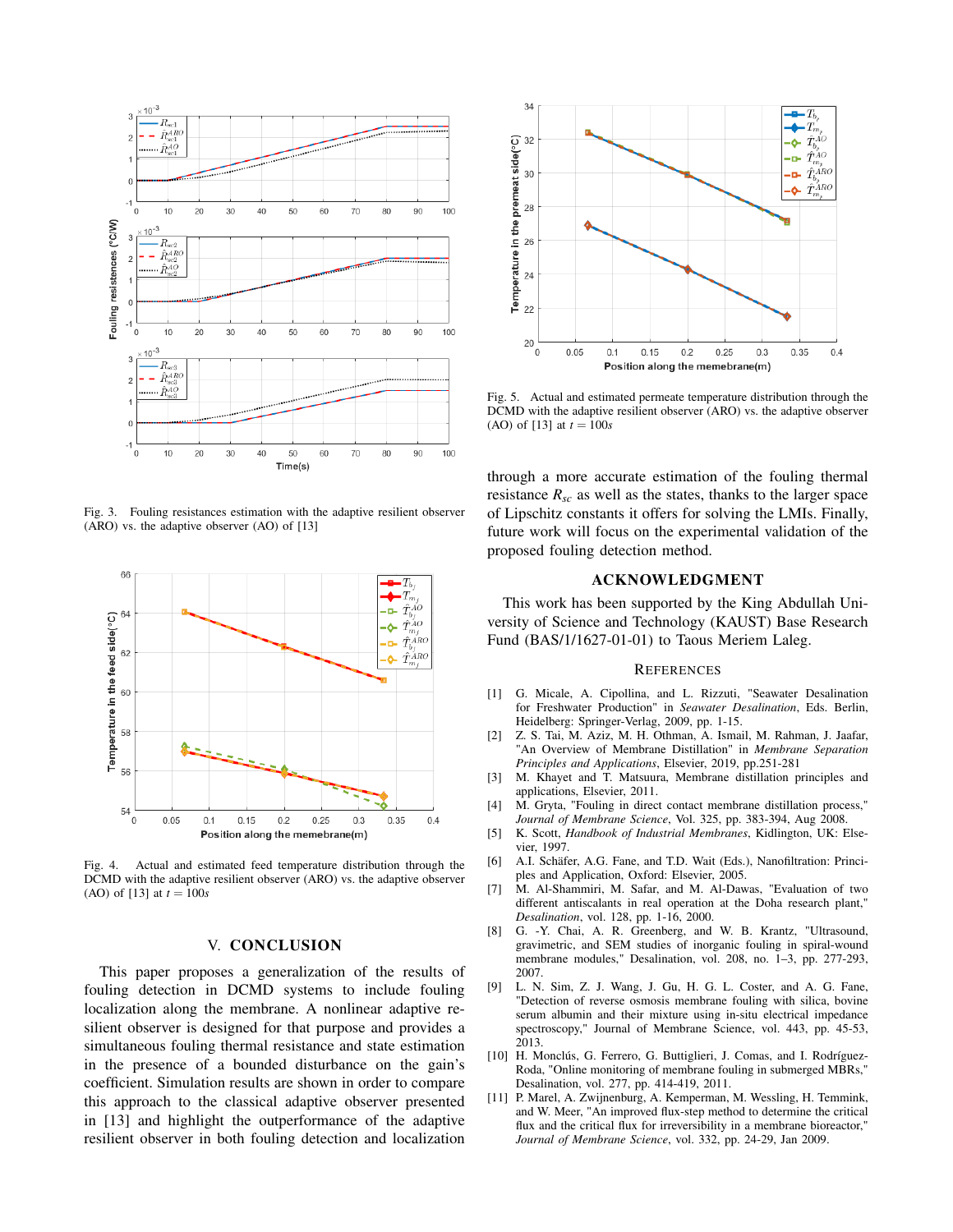Fig. 3. Fouling resistances estimation with the adaptive resilient observer (ARO) vs. the adaptive observer (AO) of [13]

Fig. 4. Actual and estimated feed temperature distribution through the DCMD with the adaptive resilient observer (ARO) vs. the adaptive observer (AO) of [13] at $t = 100s$

## V. CONCLUSION

This paper proposes a generalization of the results of fouling detection in DCMD systems to include fouling localization along the membrane. A nonlinear adaptive resilient observer is designed for that purpose and provides a simultaneous fouling thermal resistance and state estimation in the presence of a bounded disturbance on the gain's coefficient. Simulation results are shown in order to compare this approach to the classical adaptive observer presented in [13] and highlight the outperformance of the adaptive resilient observer in both fouling detection and localization through a more accurate estimation of the fouling thermal resistance $R_{sc}$ as well as the states, thanks to the larger space of Lipschitz constants it offers for solving the LMIs. Finally, future work will focus on the experimental validation of the proposed fouling detection method.

Fig. 5. Actual and estimated permeate temperature distribution through the DCMD with the adaptive resilient observer (ARO) vs. the adaptive observer (AO) of [13] at $t = 100s$

## ACKNOWLEDGMENT

This work has been supported by the King Abdullah University of Science and Technology (KAUST) Base Research Fund (BAS/1/1627-01-01) to Taous Meriem Laleg.

## REFERENCES

[1] G. Micale, A. Cipollina, and L. Rizzuti, "Seawater Desalination for Freshwater Production" in *Seawater Desalination*, Eds. Berlin, Heidelberg: Springer-Verlag, 2009, pp. 1-15.

[2] Z. S. Tai, M. Aziz, M. H. Othman, A. Ismail, M. Rahman, J. Jaafar, "An Overview of Membrane Distillation" in *Membrane Separation Principles and Applications*, Elsevier, 2019, pp.251-281

[3] M. Khayet and T. Matsuura, Membrane distillation principles and applications, Elsevier, 2011.

[4] M. Gryta, "Fouling in direct contact membrane distillation process," *Journal of Membrane Science*, Vol. 325, pp. 383-394, Aug 2008.

[5] K. Scott, *Handbook of Industrial Membranes*, Kidlington, UK: Elsevier, 1997.

[6] A.I. Schäfer, A.G. Fane, and T.D. Wait (Eds.), Nanofiltration: Principles and Application, Oxford: Elsevier, 2005.

[7] M. Al-Shammiri, M. Safar, and M. Al-Dawas, "Evaluation of two different antiscalants in real operation at the Doha research plant," *Desalination*, vol. 128, pp. 1-16, 2000.

[8] G. -Y. Chai, A. R. Greenberg, and W. B. Krantz, "Ultrasound, gravimetric, and SEM studies of inorganic fouling in spiral-wound membrane modules," Desalination, vol. 208, no. 1–3, pp. 277-293, 2007.

[9] L. N. Sim, Z. J. Wang, J. Gu, H. G. L. Coster, and A. G. Fane, "Detection of reverse osmosis membrane fouling with silica, bovine serum albumin and their mixture using in-situ electrical impedance spectroscopy," Journal of Membrane Science, vol. 443, pp. 45-53, 2013.

[10] H. Monclús, G. Ferrero, G. Buttiglieri, J. Comas, and I. Rodríguez-Roda, "Online monitoring of membrane fouling in submerged MBRs," Desalination, vol. 277, pp. 414-419, 2011.

[11] P. Marel, A. Zwijnenburg, A. Kemperman, M. Wessling, H. Temmink, and W. Meer, "An improved flux-step method to determine the critical flux and the critical flux for irreversibility in a membrane bioreactor," *Journal of Membrane Science*, vol. 332, pp. 24-29, Jan 2009.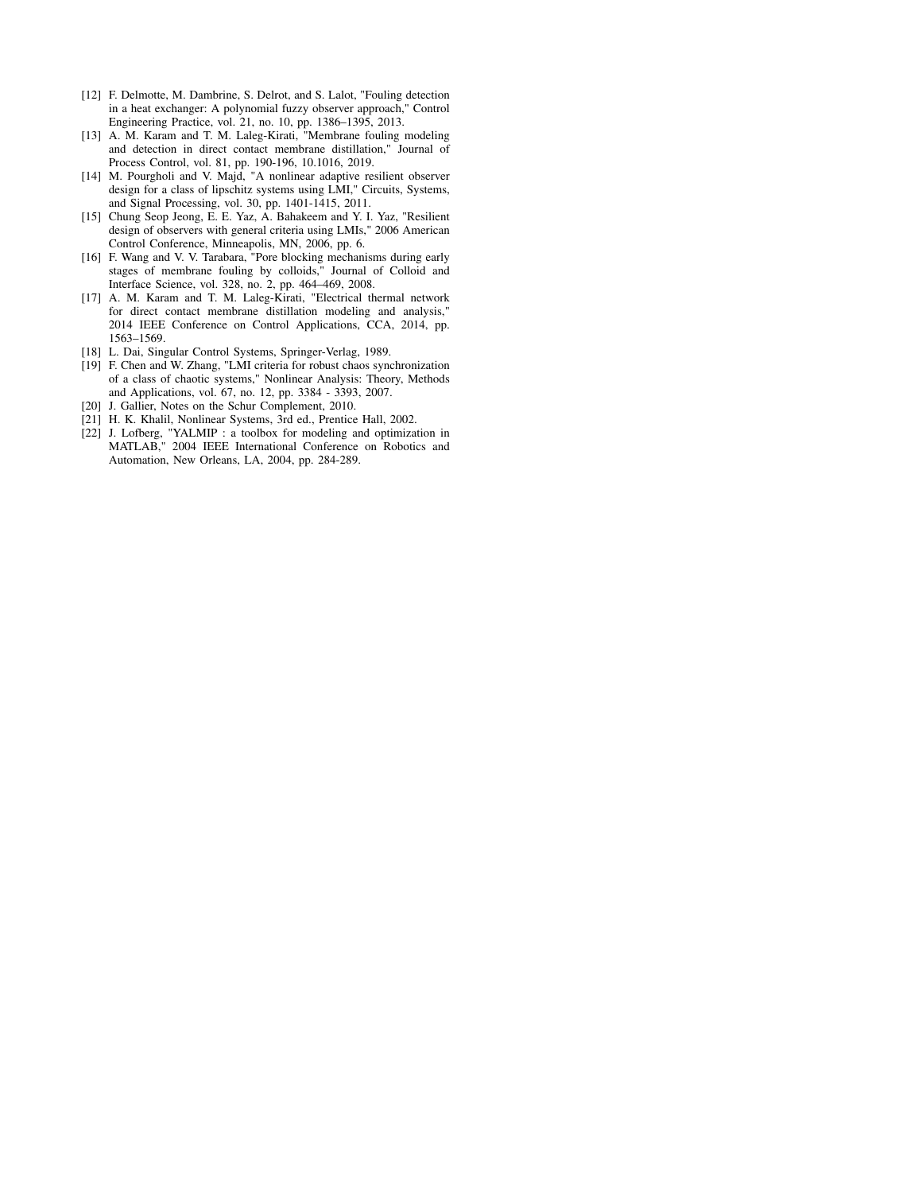[12] F. Delmotte, M. Dambrine, S. Delrot, and S. Lalot, "Fouling detection in a heat exchanger: A polynomial fuzzy observer approach," Control Engineering Practice, vol. 21, no. 10, pp. 1386–1395, 2013.

[13] A. M. Karam and T. M. Laleg-Kirati, "Membrane fouling modeling and detection in direct contact membrane distillation," Journal of Process Control, vol. 81, pp. 190-196, 10.1016, 2019.

[14] M. Pourgholi and V. Majd, "A nonlinear adaptive resilient observer design for a class of lipschitz systems using LMI," Circuits, Systems, and Signal Processing, vol. 30, pp. 1401-1415, 2011.

[15] Chung Seop Jeong, E. E. Yaz, A. Bahakeem and Y. I. Yaz, "Resilient design of observers with general criteria using LMIs," 2006 American Control Conference, Minneapolis, MN, 2006, pp. 6.

[16] F. Wang and V. V. Tarabara, "Pore blocking mechanisms during early stages of membrane fouling by colloids," Journal of Colloid and Interface Science, vol. 328, no. 2, pp. 464–469, 2008.

[17] A. M. Karam and T. M. Laleg-Kirati, "Electrical thermal network for direct contact membrane distillation modeling and analysis," 2014 IEEE Conference on Control Applications, CCA, 2014, pp. 1563–1569.

[18] L. Dai, Singular Control Systems, Springer-Verlag, 1989.

[19] F. Chen and W. Zhang, "LMI criteria for robust chaos synchronization of a class of chaotic systems," Nonlinear Analysis: Theory, Methods and Applications, vol. 67, no. 12, pp. 3384 - 3393, 2007.

[20] J. Gallier, Notes on the Schur Complement, 2010.

[21] H. K. Khalil, Nonlinear Systems, 3rd ed., Prentice Hall, 2002.

[22] J. Lofberg, "YALMIP : a toolbox for modeling and optimization in MATLAB," 2004 IEEE International Conference on Robotics and Automation, New Orleans, LA, 2004, pp. 284-289.